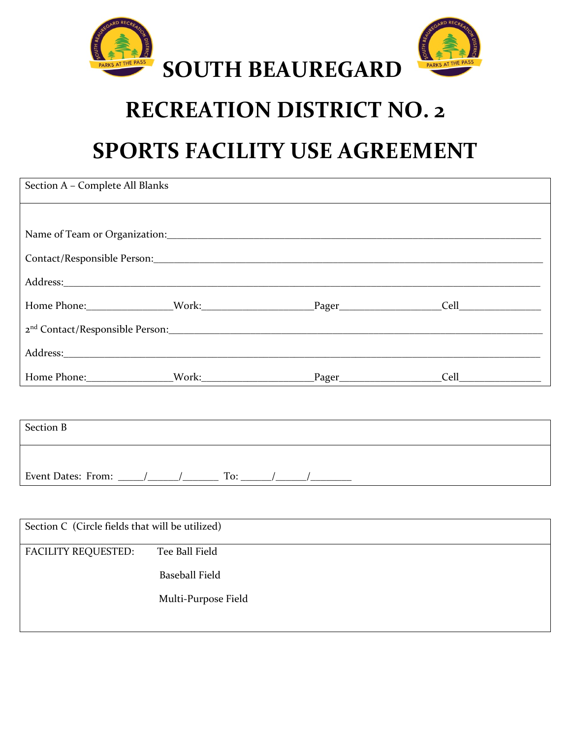# SOUTH BEAUREGARD

# RECREATION DISTRICT NO. 2

# SPORTS FACILITY USE AGREEMENT

Section A – Complete All Blanks

Name of Team or Organization:_______________________________________________

Contact/Responsible Person:_______________________________________________

Address:_______________________________________________

Home Phone:________________Work:____________________Pager__________________Cell_______________

2nd Contact/Responsible Person:_______________________________________________

Address:_______________________________________________

Home Phone:________________Work:____________________Pager__________________Cell_______________

Section B

Event Dates: From: _____/______/_______ To: ______/______/________

Section C (Circle fields that will be utilized)

FACILITY REQUESTED:

- Tee Ball Field
- Baseball Field
- Multi-Purpose Field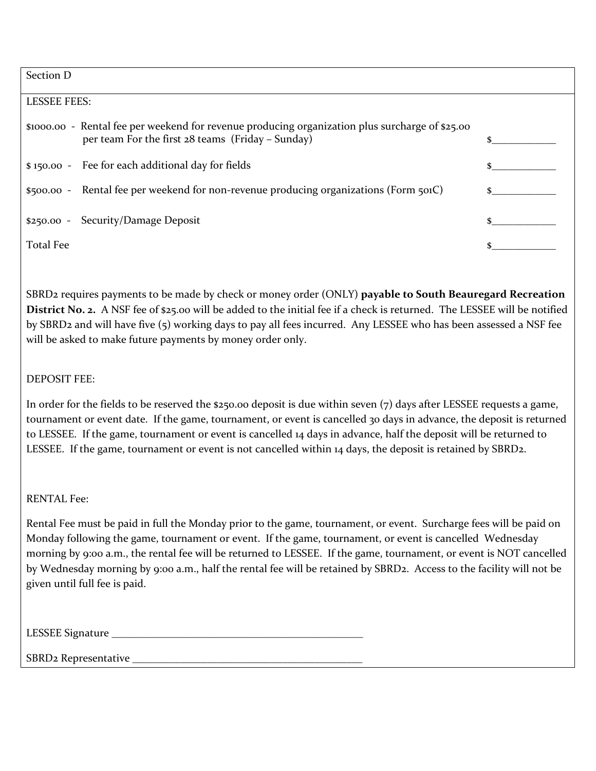Section D

LESSEE FEES:

| Fee | Description | Amount |
|---|---|---|
| $1000.00 - | Rental fee per weekend for revenue producing organization plus surcharge of $25.00 per team For the first 28 teams (Friday – Sunday) | $____________ |
| $ 150.00 - | Fee for each additional day for fields | $____________ |
| $500.00 - | Rental fee per weekend for non-revenue producing organizations (Form 501C) | $____________ |
| $250.00 - | Security/Damage Deposit | $____________ |
| Total Fee | | $____________ |

SBRD2 requires payments to be made by check or money order (ONLY) **payable to South Beauregard Recreation District No. 2.** A NSF fee of $25.00 will be added to the initial fee if a check is returned. The LESSEE will be notified by SBRD2 and will have five (5) working days to pay all fees incurred. Any LESSEE who has been assessed a NSF fee will be asked to make future payments by money order only.

DEPOSIT FEE:

In order for the fields to be reserved the $250.00 deposit is due within seven (7) days after LESSEE requests a game, tournament or event date. If the game, tournament, or event is cancelled 30 days in advance, the deposit is returned to LESSEE. If the game, tournament or event is cancelled 14 days in advance, half the deposit will be returned to LESSEE. If the game, tournament or event is not cancelled within 14 days, the deposit is retained by SBRD2.

RENTAL Fee:

Rental Fee must be paid in full the Monday prior to the game, tournament, or event. Surcharge fees will be paid on Monday following the game, tournament or event. If the game, tournament, or event is cancelled Wednesday morning by 9:00 a.m., the rental fee will be returned to LESSEE. If the game, tournament, or event is NOT cancelled by Wednesday morning by 9:00 a.m., half the rental fee will be retained by SBRD2. Access to the facility will not be given until full fee is paid.

LESSEE Signature ____________________________________________

SBRD2 Representative ________________________________________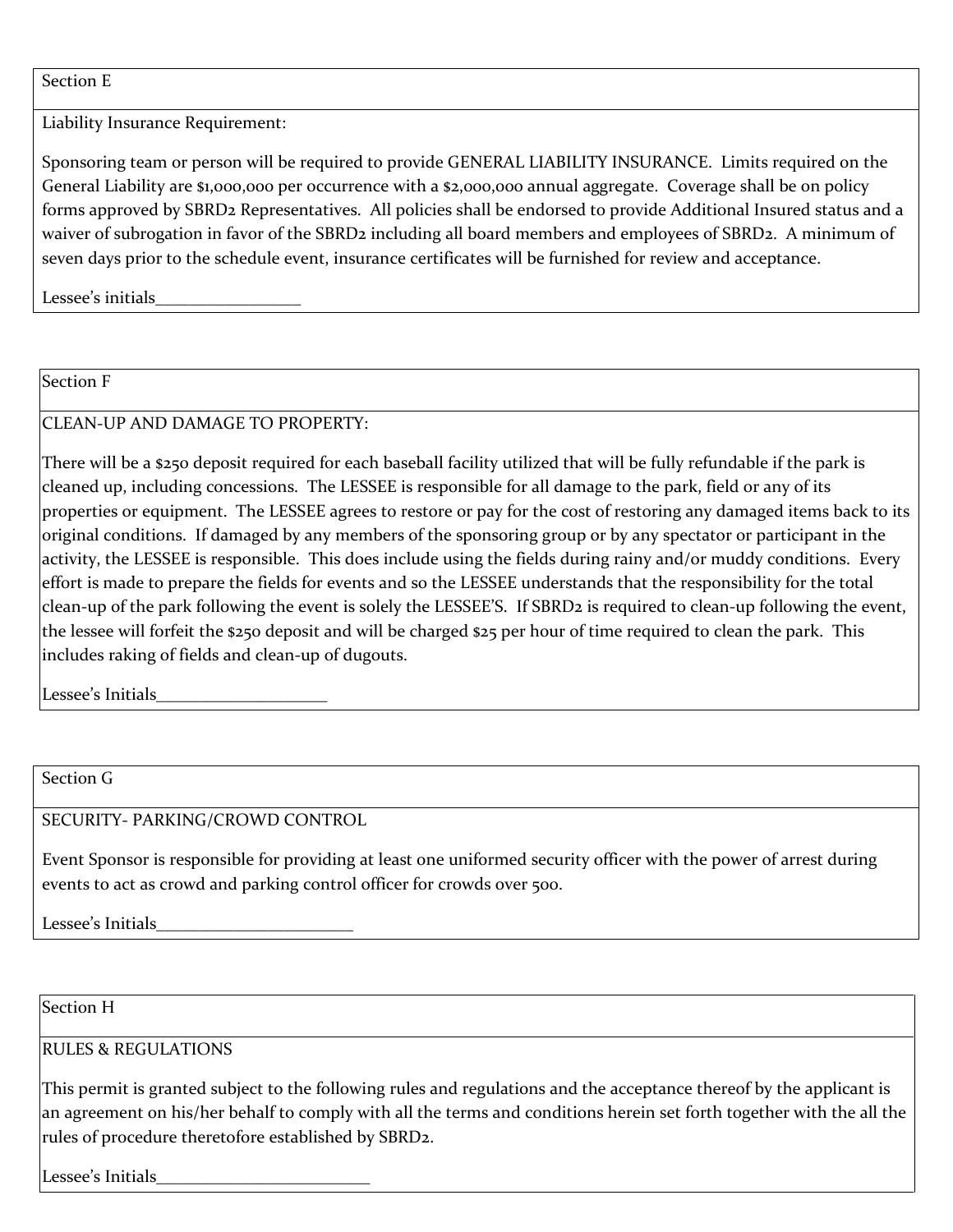## Section E

Liability Insurance Requirement:

Sponsoring team or person will be required to provide GENERAL LIABILITY INSURANCE. Limits required on the General Liability are $1,000,000 per occurrence with a $2,000,000 annual aggregate. Coverage shall be on policy forms approved by SBRD2 Representatives. All policies shall be endorsed to provide Additional Insured status and a waiver of subrogation in favor of the SBRD2 including all board members and employees of SBRD2. A minimum of seven days prior to the schedule event, insurance certificates will be furnished for review and acceptance.

Lessee's initials_________________

## Section F

CLEAN-UP AND DAMAGE TO PROPERTY:

There will be a $250 deposit required for each baseball facility utilized that will be fully refundable if the park is cleaned up, including concessions. The LESSEE is responsible for all damage to the park, field or any of its properties or equipment. The LESSEE agrees to restore or pay for the cost of restoring any damaged items back to its original conditions. If damaged by any members of the sponsoring group or by any spectator or participant in the activity, the LESSEE is responsible. This does include using the fields during rainy and/or muddy conditions. Every effort is made to prepare the fields for events and so the LESSEE understands that the responsibility for the total clean-up of the park following the event is solely the LESSEE'S. If SBRD2 is required to clean-up following the event, the lessee will forfeit the $250 deposit and will be charged $25 per hour of time required to clean the park. This includes raking of fields and clean-up of dugouts.

Lessee's Initials____________________

## Section G

SECURITY- PARKING/CROWD CONTROL

Event Sponsor is responsible for providing at least one uniformed security officer with the power of arrest during events to act as crowd and parking control officer for crowds over 500.

Lessee's Initials_______________________

## Section H

RULES & REGULATIONS

This permit is granted subject to the following rules and regulations and the acceptance thereof by the applicant is an agreement on his/her behalf to comply with all the terms and conditions herein set forth together with the all the rules of procedure theretofore established by SBRD2.

Lessee's Initials_________________________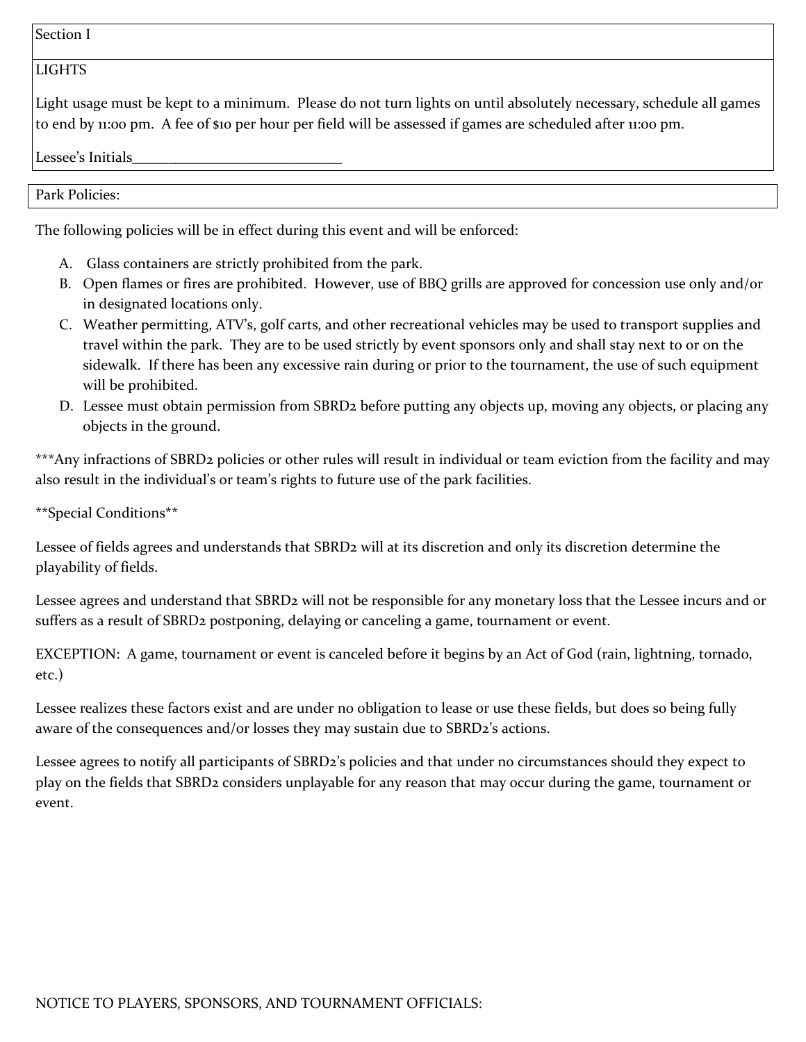Section I

LIGHTS

Light usage must be kept to a minimum. Please do not turn lights on until absolutely necessary, schedule all games to end by 11:00 pm. A fee of $10 per hour per field will be assessed if games are scheduled after 11:00 pm.

Lessee's Initials____________________________

Park Policies:

The following policies will be in effect during this event and will be enforced:

A. Glass containers are strictly prohibited from the park.
B. Open flames or fires are prohibited. However, use of BBQ grills are approved for concession use only and/or in designated locations only.
C. Weather permitting, ATV's, golf carts, and other recreational vehicles may be used to transport supplies and travel within the park. They are to be used strictly by event sponsors only and shall stay next to or on the sidewalk. If there has been any excessive rain during or prior to the tournament, the use of such equipment will be prohibited.
D. Lessee must obtain permission from SBRD2 before putting any objects up, moving any objects, or placing any objects in the ground.

***Any infractions of SBRD2 policies or other rules will result in individual or team eviction from the facility and may also result in the individual's or team's rights to future use of the park facilities.

**Special Conditions**

Lessee of fields agrees and understands that SBRD2 will at its discretion and only its discretion determine the playability of fields.

Lessee agrees and understand that SBRD2 will not be responsible for any monetary loss that the Lessee incurs and or suffers as a result of SBRD2 postponing, delaying or canceling a game, tournament or event.

EXCEPTION: A game, tournament or event is canceled before it begins by an Act of God (rain, lightning, tornado, etc.)

Lessee realizes these factors exist and are under no obligation to lease or use these fields, but does so being fully aware of the consequences and/or losses they may sustain due to SBRD2's actions.

Lessee agrees to notify all participants of SBRD2's policies and that under no circumstances should they expect to play on the fields that SBRD2 considers unplayable for any reason that may occur during the game, tournament or event.

NOTICE TO PLAYERS, SPONSORS, AND TOURNAMENT OFFICIALS: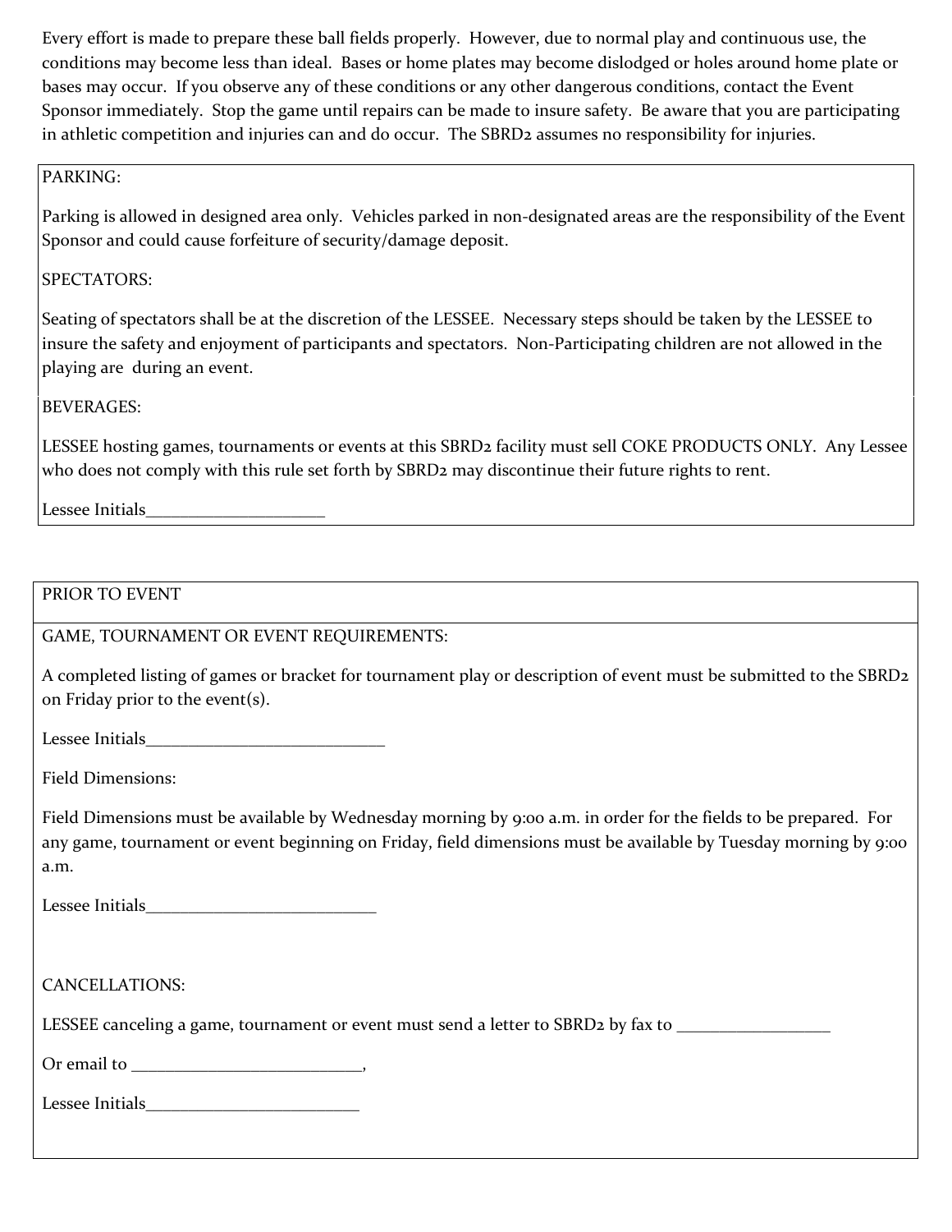Every effort is made to prepare these ball fields properly. However, due to normal play and continuous use, the conditions may become less than ideal. Bases or home plates may become dislodged or holes around home plate or bases may occur. If you observe any of these conditions or any other dangerous conditions, contact the Event Sponsor immediately. Stop the game until repairs can be made to insure safety. Be aware that you are participating in athletic competition and injuries can and do occur. The SBRD2 assumes no responsibility for injuries.

PARKING:

Parking is allowed in designed area only. Vehicles parked in non-designated areas are the responsibility of the Event Sponsor and could cause forfeiture of security/damage deposit.

SPECTATORS:

Seating of spectators shall be at the discretion of the LESSEE. Necessary steps should be taken by the LESSEE to insure the safety and enjoyment of participants and spectators. Non-Participating children are not allowed in the playing are during an event.

BEVERAGES:

LESSEE hosting games, tournaments or events at this SBRD2 facility must sell COKE PRODUCTS ONLY. Any Lessee who does not comply with this rule set forth by SBRD2 may discontinue their future rights to rent.

Lessee Initials____________________

PRIOR TO EVENT

GAME, TOURNAMENT OR EVENT REQUIREMENTS:

A completed listing of games or bracket for tournament play or description of event must be submitted to the SBRD2 on Friday prior to the event(s).

Lessee Initials___________________________

Field Dimensions:

Field Dimensions must be available by Wednesday morning by 9:00 a.m. in order for the fields to be prepared. For any game, tournament or event beginning on Friday, field dimensions must be available by Tuesday morning by 9:00 a.m.

Lessee Initials__________________________

CANCELLATIONS:

LESSEE canceling a game, tournament or event must send a letter to SBRD2 by fax to _________________

Or email to __________________________,

Lessee Initials________________________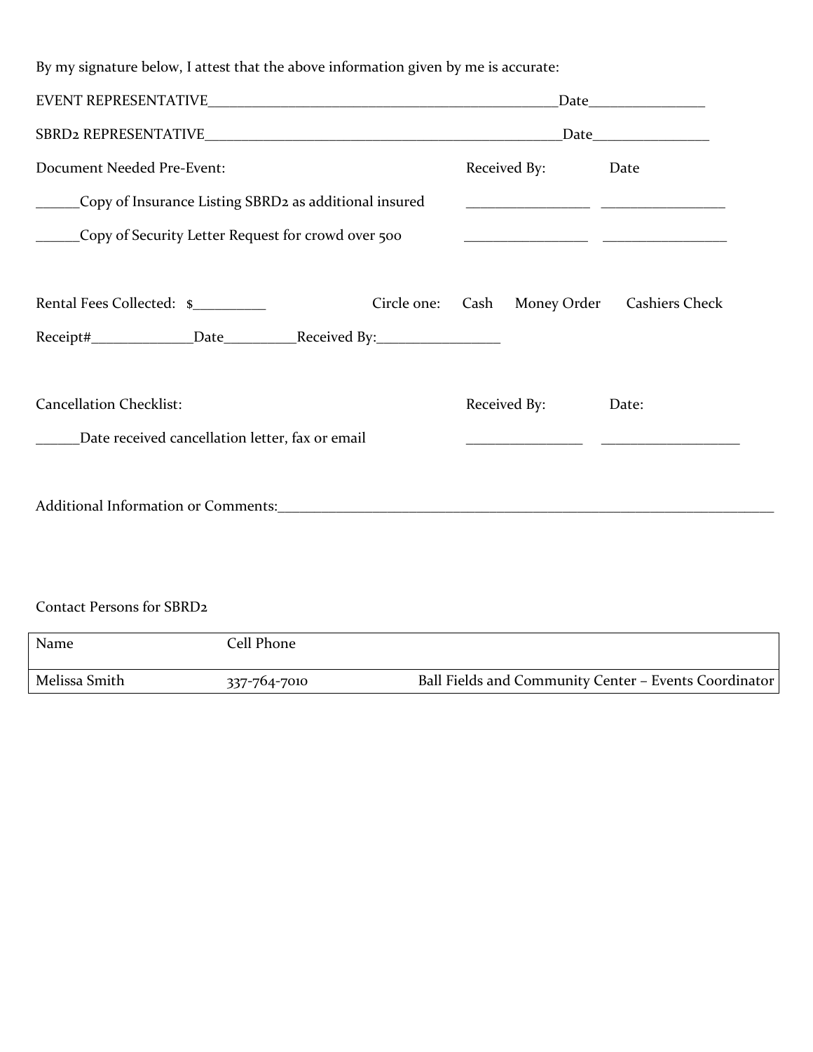By my signature below, I attest that the above information given by me is accurate:

EVENT REPRESENTATIVE_________________________________________________Date________________

SBRD2 REPRESENTATIVE__________________________________________________Date________________

Document Needed Pre-Event: Received By: Date

______Copy of Insurance Listing SBRD2 as additional insured _________________ _________________

______Copy of Security Letter Request for crowd over 500 _________________ _________________

Rental Fees Collected: $__________ Circle one: Cash Money Order Cashiers Check

Receipt#______________Date__________Received By:_________________

Cancellation Checklist: Received By: Date:

______Date received cancellation letter, fax or email ________________ ___________________

Additional Information or Comments:____________________________________________________________________

Contact Persons for SBRD2

| Name | Cell Phone | |
|---|---|---|
| Melissa Smith | 337-764-7010 | Ball Fields and Community Center – Events Coordinator |